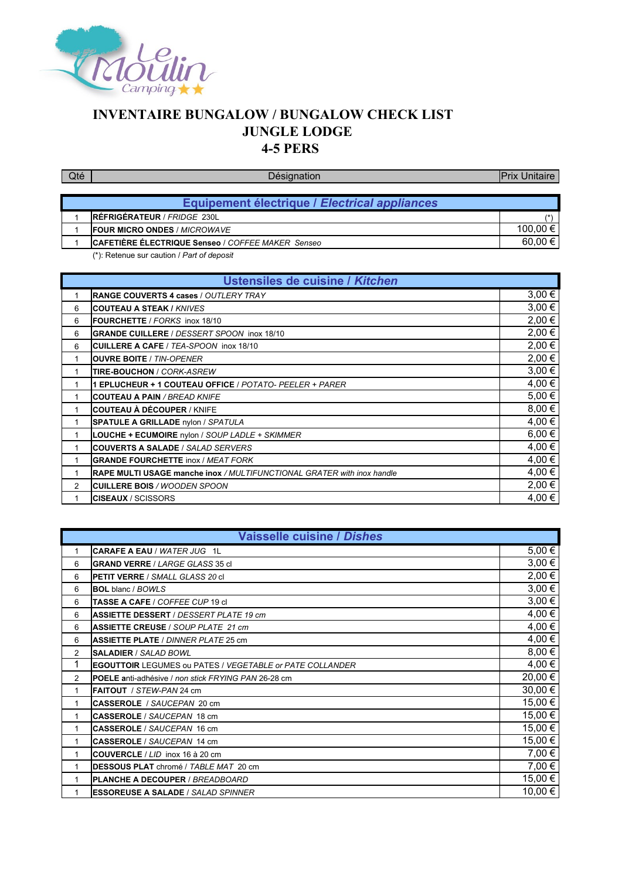Le Moulin Camping ★★

# INVENTAIRE BUNGALOW / BUNGALOW CHECK LIST
# JUNGLE LODGE
# 4-5 PERS

| Qté | Désignation | Prix Unitaire |
|---|---|---|
| | **Equipement électrique / *Electrical appliances*** | |
| 1 | **RÉFRIGÉRATEUR** / *FRIDGE* 230L | (*) |
| 1 | **FOUR MICRO ONDES** / *MICROWAVE* | 100,00 € |
| 1 | **CAFETIÈRE ÉLECTRIQUE Senseo** / *COFFEE MAKER Senseo* | 60,00 € |

(*): Retenue sur caution / *Part of deposit*

| Qté | Désignation | Prix Unitaire |
|---|---|---|
| | **Ustensiles de cuisine / *Kitchen*** | |
| 1 | **RANGE COUVERTS 4 cases** / *OUTLERY TRAY* | 3,00 € |
| 6 | **COUTEAU A STEAK** / *KNIVES* | 3,00 € |
| 6 | **FOURCHETTE** / *FORKS* inox 18/10 | 2,00 € |
| 6 | **GRANDE CUILLERE** / *DESSERT SPOON* inox 18/10 | 2,00 € |
| 6 | **CUILLERE A CAFE** / *TEA-SPOON* inox 18/10 | 2,00 € |
| 1 | **OUVRE BOITE** / *TIN-OPENER* | 2,00 € |
| 1 | **TIRE-BOUCHON** / *CORK-ASREW* | 3,00 € |
| 1 | **1 EPLUCHEUR + 1 COUTEAU OFFICE** / *POTATO- PEELER + PARER* | 4,00 € |
| 1 | **COUTEAU A PAIN** / *BREAD KNIFE* | 5,00 € |
| 1 | **COUTEAU À DÉCOUPER** / KNIFE | 8,00 € |
| 1 | **SPATULE A GRILLADE** nylon / *SPATULA* | 4,00 € |
| 1 | **LOUCHE + ECUMOIRE** nylon / *SOUP LADLE + SKIMMER* | 6,00 € |
| 1 | **COUVERTS A SALADE** / *SALAD SERVERS* | 4,00 € |
| 1 | **GRANDE FOURCHETTE** inox / *MEAT FORK* | 4,00 € |
| 1 | **RAPE MULTI USAGE manche inox** / *MULTIFUNCTIONAL GRATER with inox handle* | 4,00 € |
| 2 | **CUILLERE BOIS** / *WOODEN SPOON* | 2,00 € |
| 1 | **CISEAUX** / SCISSORS | 4,00 € |

| Qté | Désignation | Prix Unitaire |
|---|---|---|
| | **Vaisselle cuisine / *Dishes*** | |
| 1 | **CARAFE A EAU** / *WATER JUG* 1L | 5,00 € |
| 6 | **GRAND VERRE** / *LARGE GLASS* 35 cl | 3,00 € |
| 6 | **PETIT VERRE** / *SMALL GLASS 20* cl | 2,00 € |
| 6 | **BOL** blanc / *BOWLS* | 3,00 € |
| 6 | **TASSE A CAFE** / *COFFEE CUP* 19 cl | 3,00 € |
| 6 | **ASSIETTE DESSERT** / *DESSERT PLATE 19 cm* | 4,00 € |
| 6 | **ASSIETTE CREUSE** / *SOUP PLATE 21 cm* | 4,00 € |
| 6 | **ASSIETTE PLATE** / *DINNER PLATE* 25 cm | 4,00 € |
| 2 | **SALADIER** / *SALAD BOWL* | 8,00 € |
| 1 | **EGOUTTOIR** LEGUMES ou PATES / *VEGETABLE or PATE COLLANDER* | 4,00 € |
| 2 | **POELE a**nti-adhésive / *non stick FRYING PAN* 26-28 cm | 20,00 € |
| 1 | **FAITOUT** / *STEW-PAN* 24 cm | 30,00 € |
| 1 | **CASSEROLE** / *SAUCEPAN* 20 cm | 15,00 € |
| 1 | **CASSEROLE** / *SAUCEPAN* 18 cm | 15,00 € |
| 1 | **CASSEROLE** / *SAUCEPAN* 16 cm | 15,00 € |
| 1 | **CASSEROLE** / *SAUCEPAN* 14 cm | 15,00 € |
| 1 | **COUVERCLE** / *LID* inox 16 à 20 cm | 7,00 € |
| 1 | **DESSOUS PLAT** chromé / *TABLE MAT* 20 cm | 7,00 € |
| 1 | **PLANCHE A DECOUPER** / *BREADBOARD* | 15,00 € |
| 1 | **ESSOREUSE A SALADE** / *SALAD SPINNER* | 10,00 € |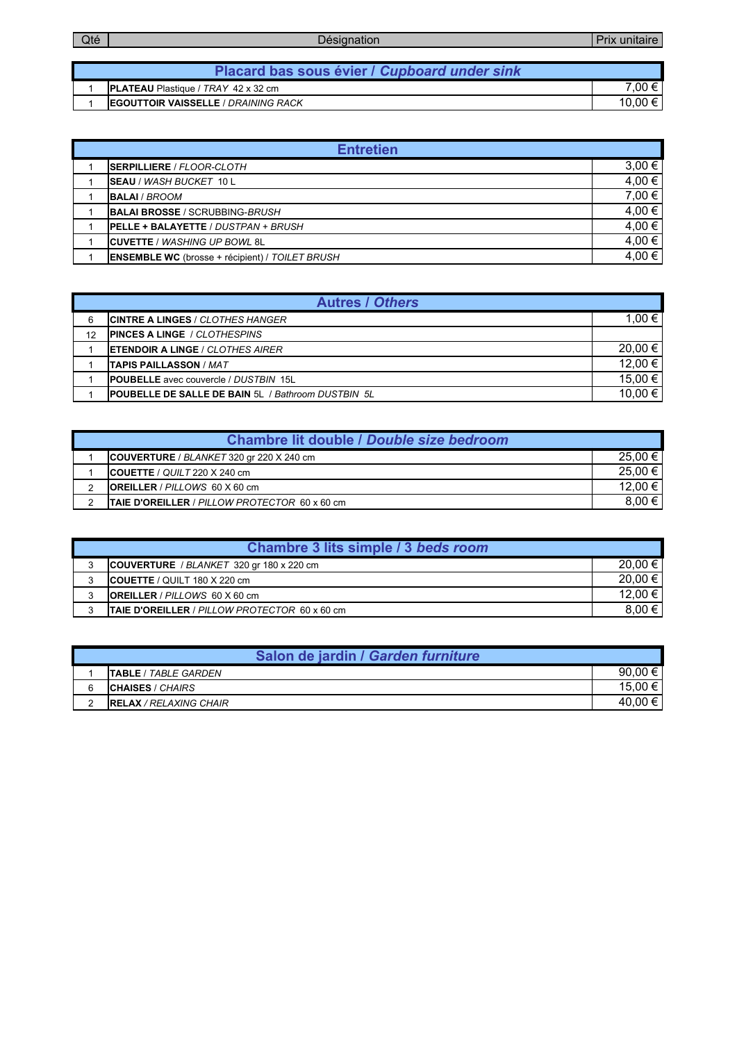| Qté | Désignation | Prix unitaire |
|---|---|---|
| | **Placard bas sous évier / *Cupboard under sink*** | |
| 1 | **PLATEAU** Plastique / *TRAY* 42 x 32 cm | 7,00 € |
| 1 | **EGOUTTOIR VAISSELLE** / *DRAINING RACK* | 10,00 € |
| | **Entretien** | |
| 1 | **SERPILLIERE** / *FLOOR-CLOTH* | 3,00 € |
| 1 | **SEAU** / *WASH BUCKET* 10 L | 4,00 € |
| 1 | **BALAI** / *BROOM* | 7,00 € |
| 1 | **BALAI BROSSE** / SCRUBBING-*BRUSH* | 4,00 € |
| 1 | **PELLE + BALAYETTE** / *DUSTPAN + BRUSH* | 4,00 € |
| 1 | **CUVETTE** / *WASHING UP BOWL* 8L | 4,00 € |
| 1 | **ENSEMBLE WC** (brosse + récipient) / *TOILET BRUSH* | 4,00 € |
| | **Autres / *Others*** | |
| 6 | **CINTRE A LINGES** / *CLOTHES HANGER* | 1,00 € |
| 12 | **PINCES A LINGE** / *CLOTHESPINS* | |
| 1 | **ETENDOIR A LINGE** / *CLOTHES AIRER* | 20,00 € |
| 1 | **TAPIS PAILLASSON** / *MAT* | 12,00 € |
| 1 | **POUBELLE** avec couvercle / *DUSTBIN* 15L | 15,00 € |
| 1 | **POUBELLE DE SALLE DE BAIN** 5L / *Bathroom DUSTBIN 5L* | 10,00 € |
| | **Chambre lit double / *Double size bedroom*** | |
| 1 | **COUVERTURE** / *BLANKET* 320 gr 220 X 240 cm | 25,00 € |
| 1 | **COUETTE** / *QUILT* 220 X 240 cm | 25,00 € |
| 2 | **OREILLER** / *PILLOWS* 60 X 60 cm | 12,00 € |
| 2 | **TAIE D'OREILLER** / *PILLOW PROTECTOR* 60 x 60 cm | 8,00 € |
| | **Chambre 3 lits simple / 3 *beds room*** | |
| 3 | **COUVERTURE** / *BLANKET* 320 gr 180 x 220 cm | 20,00 € |
| 3 | **COUETTE** / QUILT 180 X 220 cm | 20,00 € |
| 3 | **OREILLER** / *PILLOWS* 60 X 60 cm | 12,00 € |
| 3 | **TAIE D'OREILLER** / *PILLOW PROTECTOR* 60 x 60 cm | 8,00 € |
| | **Salon de jardin / *Garden furniture*** | |
| 1 | **TABLE** / *TABLE GARDEN* | 90,00 € |
| 6 | **CHAISES** / *CHAIRS* | 15,00 € |
| 2 | **RELAX** / *RELAXING CHAIR* | 40,00 € |